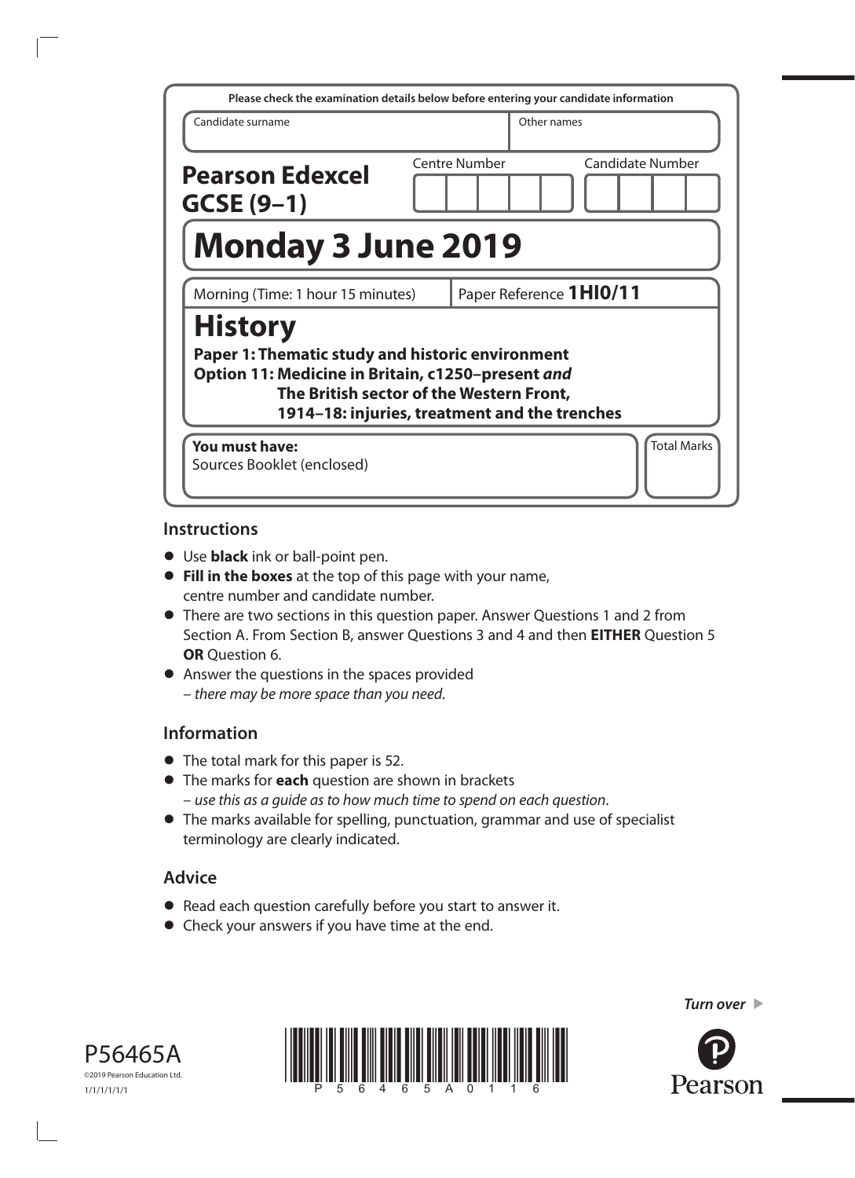Please check the examination details below before entering your candidate information

| Candidate surname | Other names |
|---|---|
| | |

**Pearson Edexcel GCSE (9–1)**

Centre Number | Candidate Number

# Monday 3 June 2019

Morning (Time: 1 hour 15 minutes) | Paper Reference **1HI0/11**

# History

**Paper 1: Thematic study and historic environment**
**Option 11: Medicine in Britain, c1250–present *and* The British sector of the Western Front, 1914–18: injuries, treatment and the trenches**

**You must have:**
Sources Booklet (enclosed)

Total Marks

## Instructions

- Use **black** ink or ball-point pen.
- **Fill in the boxes** at the top of this page with your name, centre number and candidate number.
- There are two sections in this question paper. Answer Questions 1 and 2 from Section A. From Section B, answer Questions 3 and 4 and then **EITHER** Question 5 **OR** Question 6.
- Answer the questions in the spaces provided – *there may be more space than you need*.

## Information

- The total mark for this paper is 52.
- The marks for **each** question are shown in brackets – *use this as a guide as to how much time to spend on each question*.
- The marks available for spelling, punctuation, grammar and use of specialist terminology are clearly indicated.

## Advice

- Read each question carefully before you start to answer it.
- Check your answers if you have time at the end.

*Turn over*

P56465A
©2019 Pearson Education Ltd.
1/1/1/1/1/1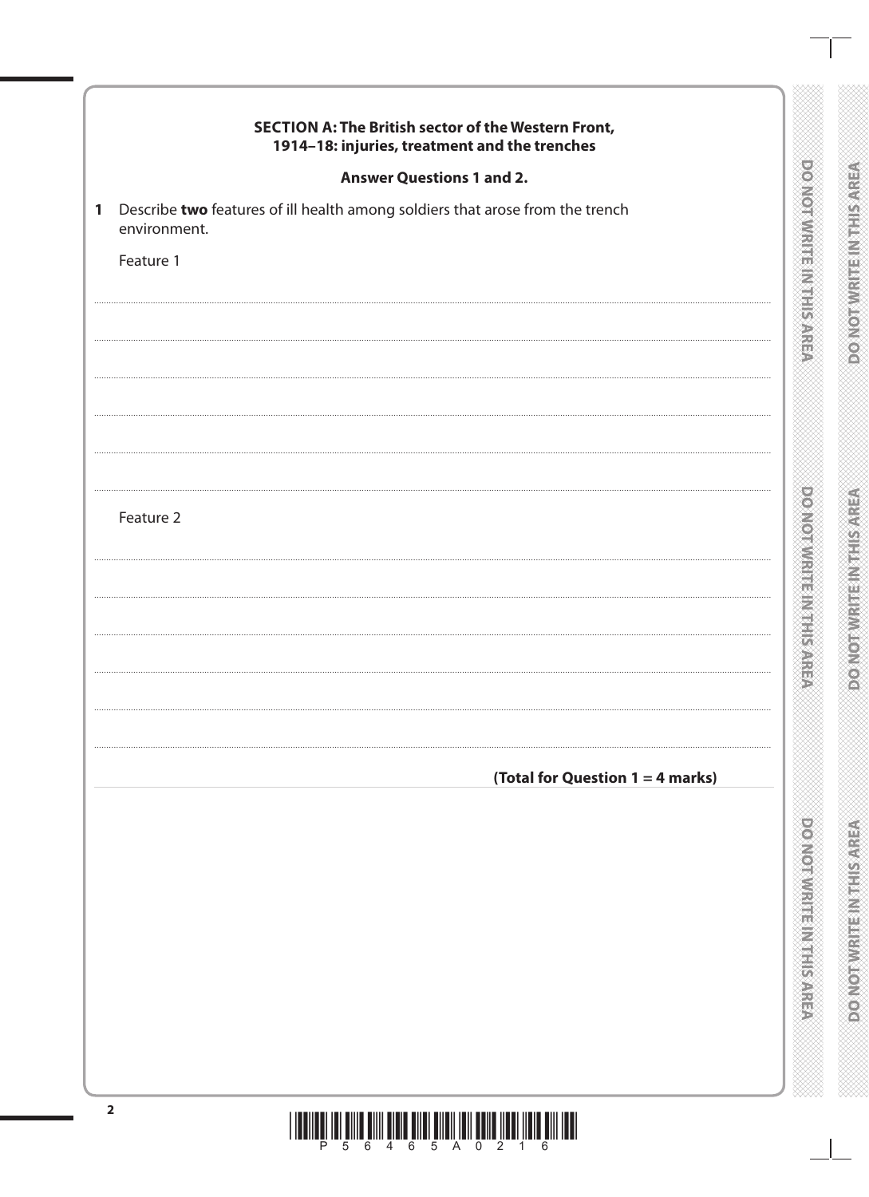## SECTION A: The British sector of the Western Front, 1914–18: injuries, treatment and the trenches

**Answer Questions 1 and 2.**

1 Describe **two** features of ill health among soldiers that arose from the trench environment.

Feature 1

Feature 2

**(Total for Question 1 = 4 marks)**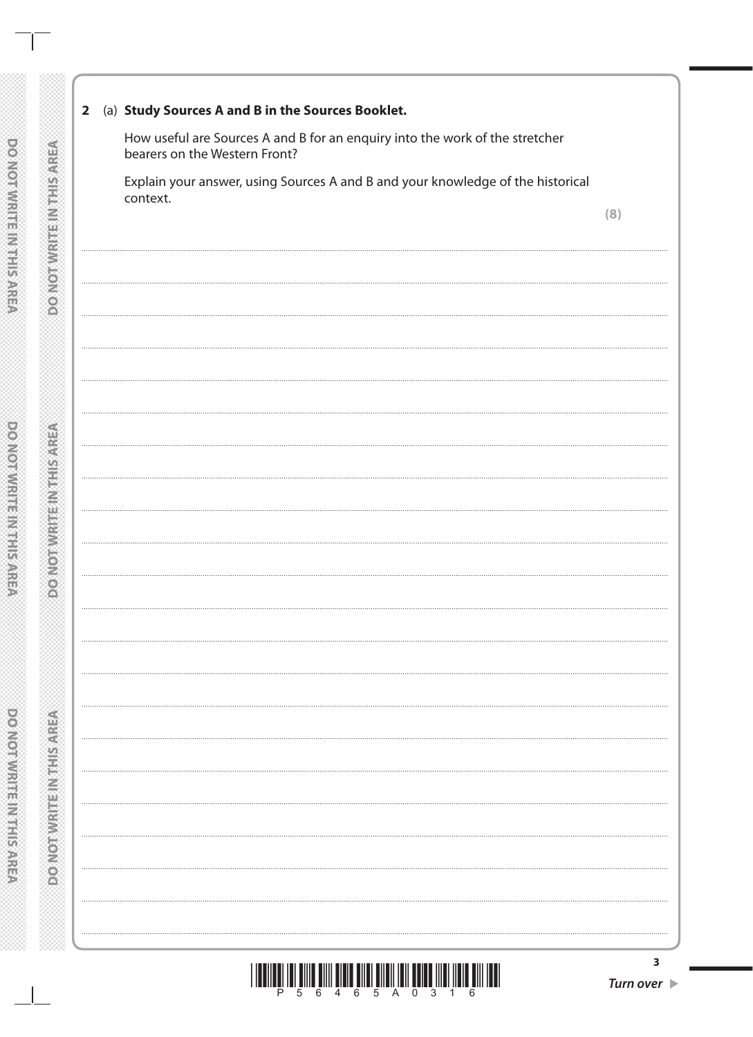**2** (a) **Study Sources A and B in the Sources Booklet.**

How useful are Sources A and B for an enquiry into the work of the stretcher bearers on the Western Front?

Explain your answer, using Sources A and B and your knowledge of the historical context.

**(8)**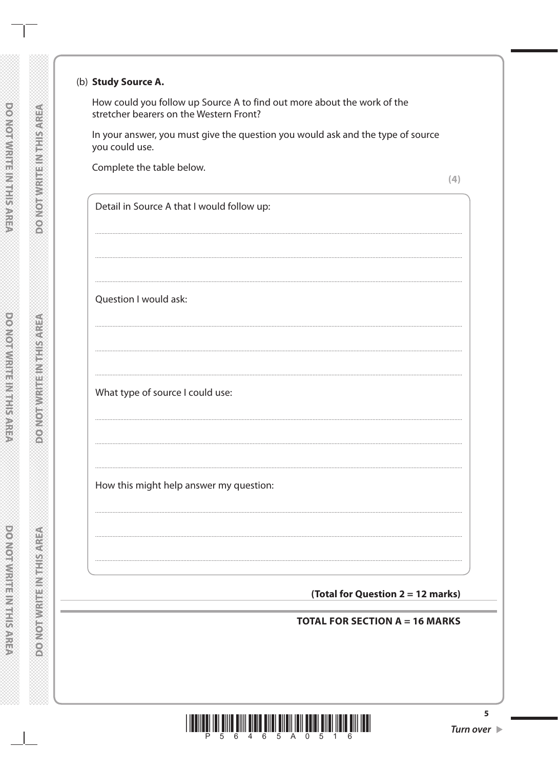(b) **Study Source A.**

How could you follow up Source A to find out more about the work of the stretcher bearers on the Western Front?

In your answer, you must give the question you would ask and the type of source you could use.

Complete the table below.

**(4)**

Detail in Source A that I would follow up:

.......................................................................................................................................

.......................................................................................................................................

.......................................................................................................................................

Question I would ask:

.......................................................................................................................................

.......................................................................................................................................

.......................................................................................................................................

What type of source I could use:

.......................................................................................................................................

.......................................................................................................................................

.......................................................................................................................................

How this might help answer my question:

.......................................................................................................................................

.......................................................................................................................................

.......................................................................................................................................

**(Total for Question 2 = 12 marks)**

**TOTAL FOR SECTION A = 16 MARKS**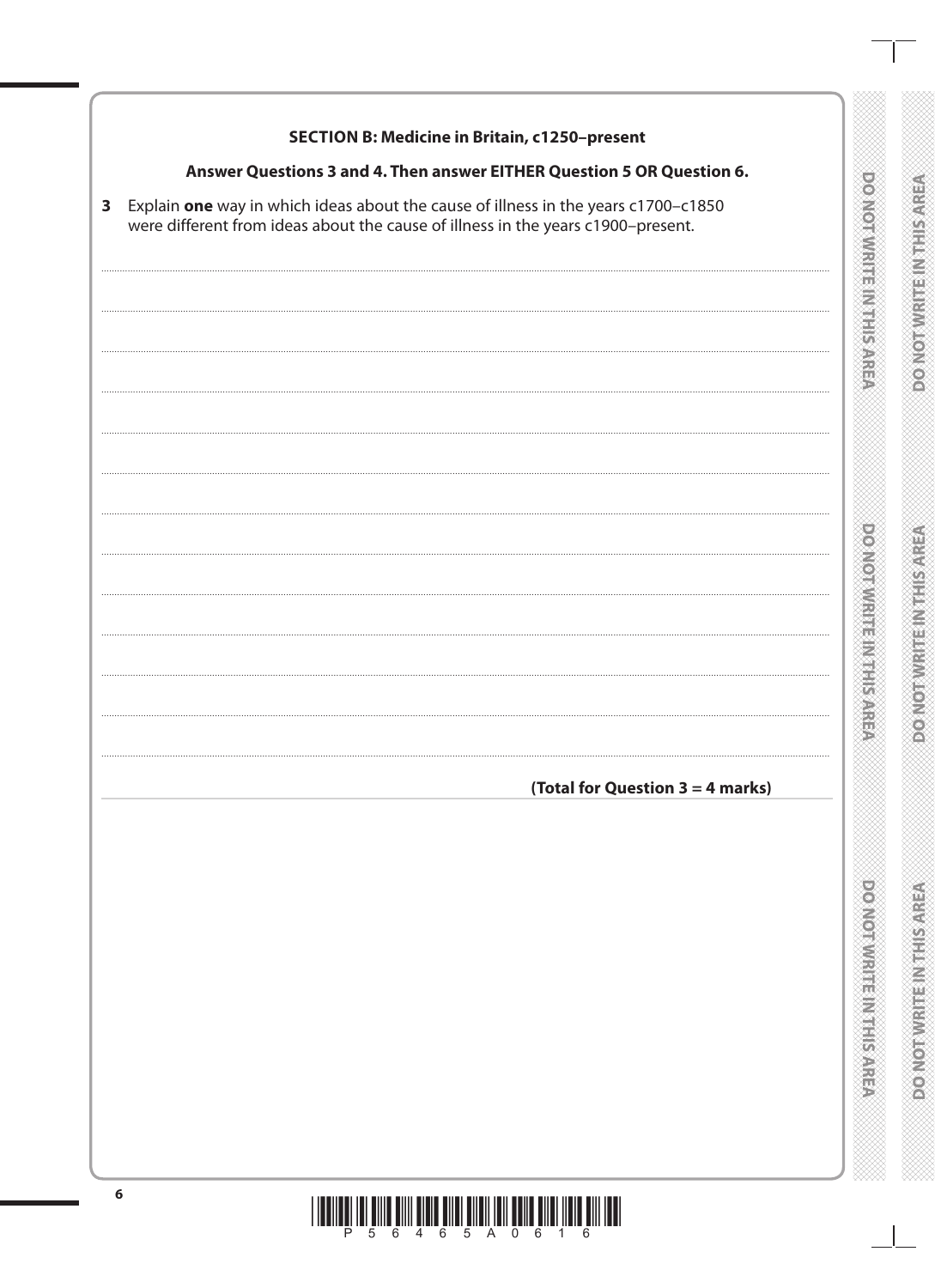## SECTION B: Medicine in Britain, c1250–present

**Answer Questions 3 and 4. Then answer EITHER Question 5 OR Question 6.**

**3** Explain **one** way in which ideas about the cause of illness in the years c1700–c1850 were different from ideas about the cause of illness in the years c1900–present.

**(Total for Question 3 = 4 marks)**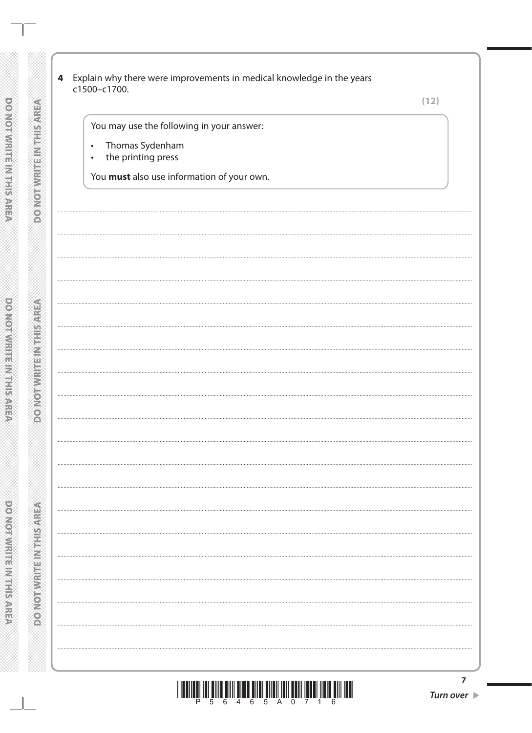**4** Explain why there were improvements in medical knowledge in the years c1500–c1700.

**(12)**

You may use the following in your answer:

- Thomas Sydenham
- the printing press

You **must** also use information of your own.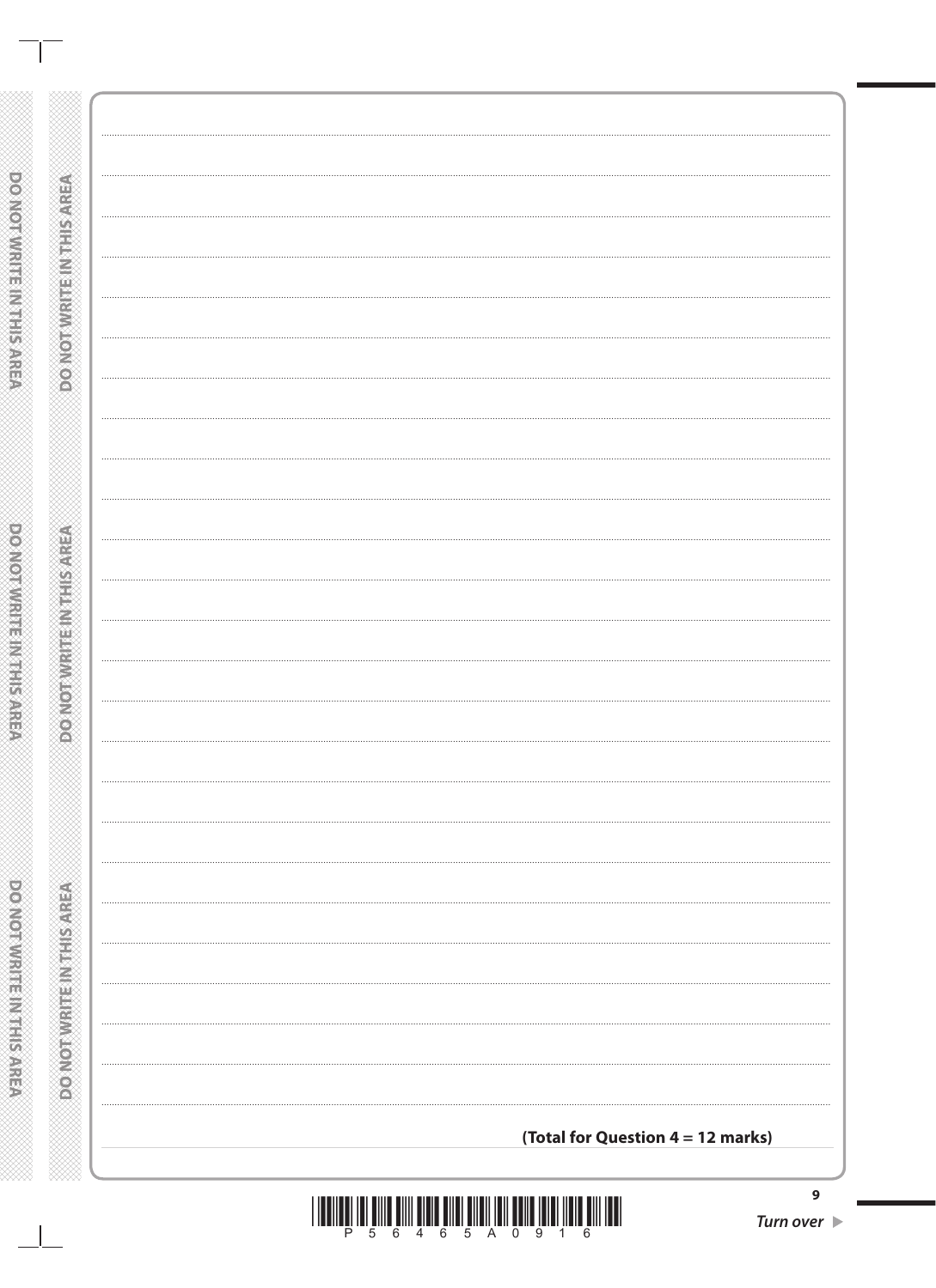**(Total for Question 4 = 12 marks)**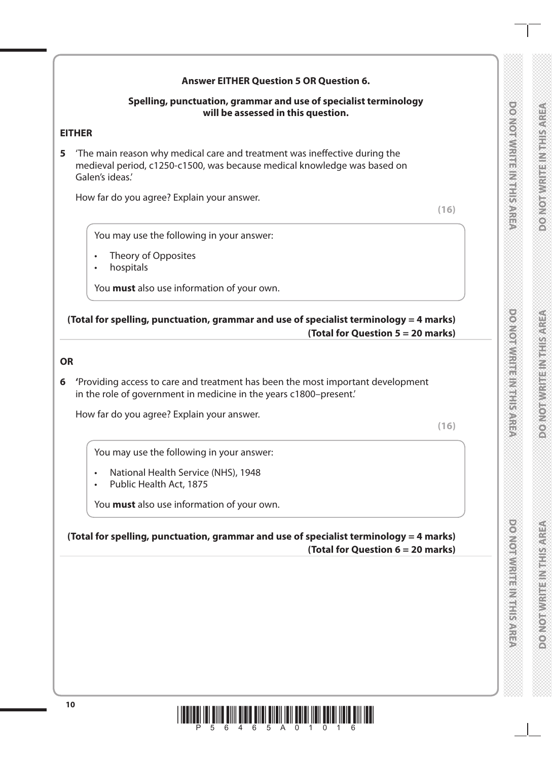**Answer EITHER Question 5 OR Question 6.**

**Spelling, punctuation, grammar and use of specialist terminology will be assessed in this question.**

**EITHER**

**5** 'The main reason why medical care and treatment was ineffective during the medieval period, c1250-c1500, was because medical knowledge was based on Galen's ideas.'

How far do you agree? Explain your answer.

**(16)**

You may use the following in your answer:

- Theory of Opposites
- hospitals

You **must** also use information of your own.

**(Total for spelling, punctuation, grammar and use of specialist terminology = 4 marks)**
**(Total for Question 5 = 20 marks)**

**OR**

**6** **'**Providing access to care and treatment has been the most important development in the role of government in medicine in the years c1800–present.'

How far do you agree? Explain your answer.

**(16)**

You may use the following in your answer:

- National Health Service (NHS), 1948
- Public Health Act, 1875

You **must** also use information of your own.

**(Total for spelling, punctuation, grammar and use of specialist terminology = 4 marks)**
**(Total for Question 6 = 20 marks)**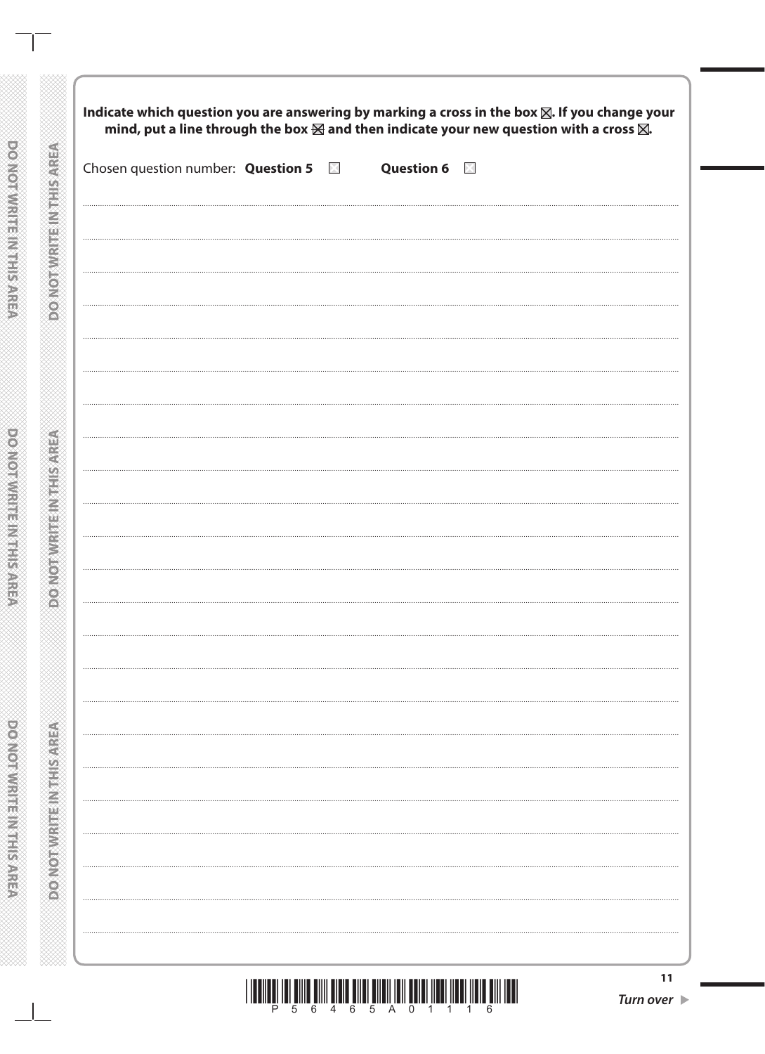**Indicate which question you are answering by marking a cross in the box ☒. If you change your mind, put a line through the box ☒ and then indicate your new question with a cross ☒.**

Chosen question number: **Question 5** ☐ **Question 6** ☐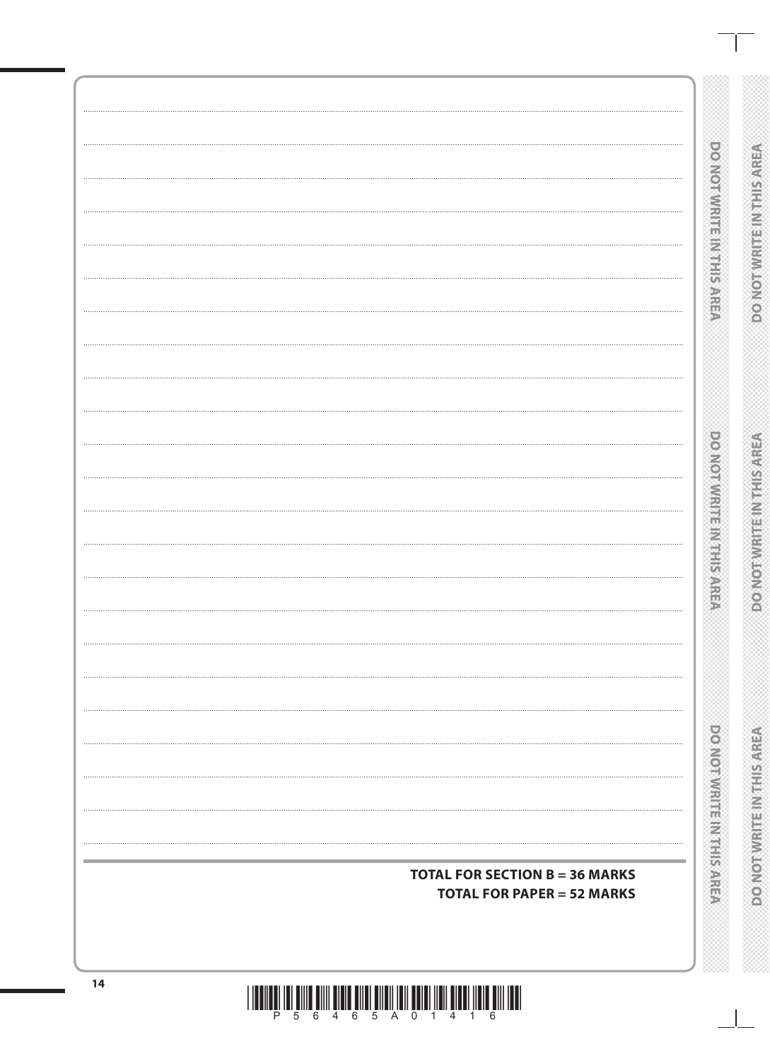**TOTAL FOR SECTION B = 36 MARKS**

**TOTAL FOR PAPER = 52 MARKS**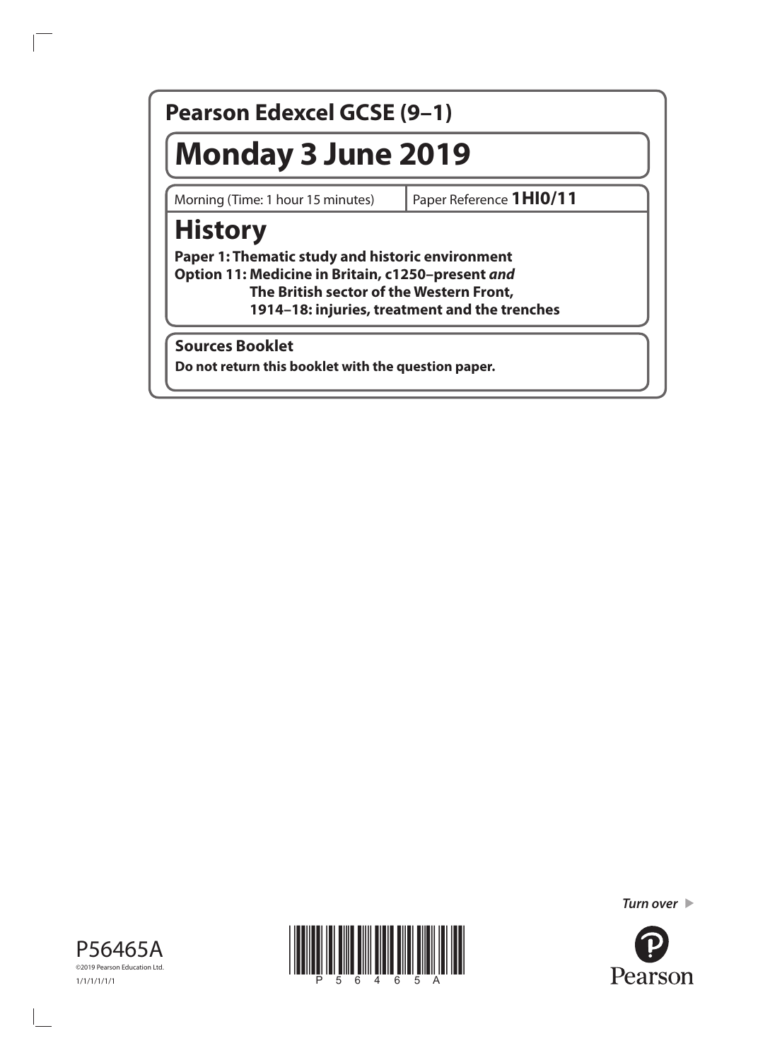# Pearson Edexcel GCSE (9–1)

# Monday 3 June 2019

Morning (Time: 1 hour 15 minutes) | Paper Reference **1HI0/11**

# History

**Paper 1: Thematic study and historic environment**
**Option 11: Medicine in Britain, c1250–present *and***
**The British sector of the Western Front,**
**1914–18: injuries, treatment and the trenches**

**Sources Booklet**

**Do not return this booklet with the question paper.**

*Turn over*

P56465A
©2019 Pearson Education Ltd.
1/1/1/1/1/1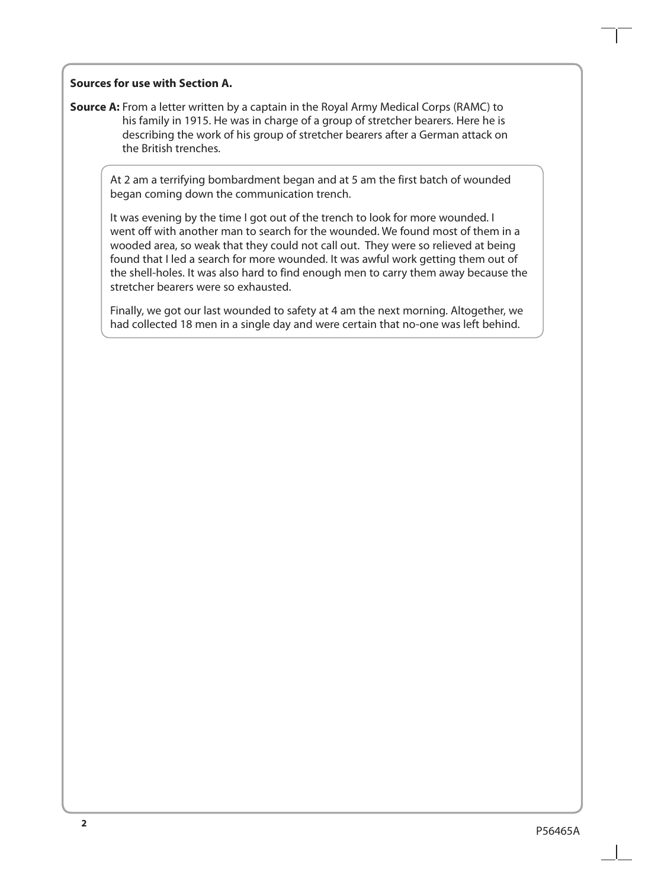**Sources for use with Section A.**

**Source A:** From a letter written by a captain in the Royal Army Medical Corps (RAMC) to his family in 1915. He was in charge of a group of stretcher bearers. Here he is describing the work of his group of stretcher bearers after a German attack on the British trenches.

> At 2 am a terrifying bombardment began and at 5 am the first batch of wounded began coming down the communication trench.
>
> It was evening by the time I got out of the trench to look for more wounded. I went off with another man to search for the wounded. We found most of them in a wooded area, so weak that they could not call out. They were so relieved at being found that I led a search for more wounded. It was awful work getting them out of the shell-holes. It was also hard to find enough men to carry them away because the stretcher bearers were so exhausted.
>
> Finally, we got our last wounded to safety at 4 am the next morning. Altogether, we had collected 18 men in a single day and were certain that no-one was left behind.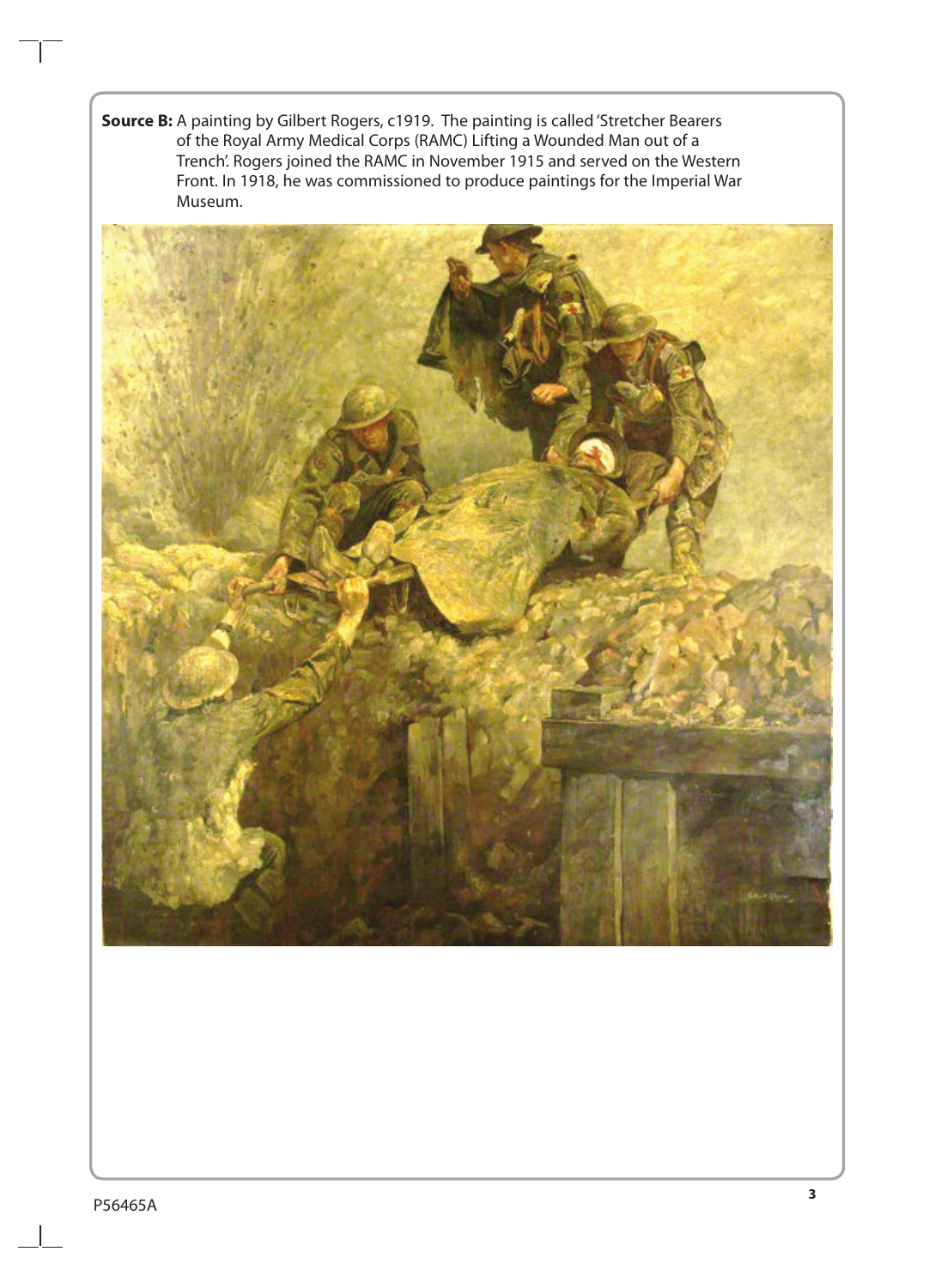**Source B:** A painting by Gilbert Rogers, c1919. The painting is called 'Stretcher Bearers of the Royal Army Medical Corps (RAMC) Lifting a Wounded Man out of a Trench'. Rogers joined the RAMC in November 1915 and served on the Western Front. In 1918, he was commissioned to produce paintings for the Imperial War Museum.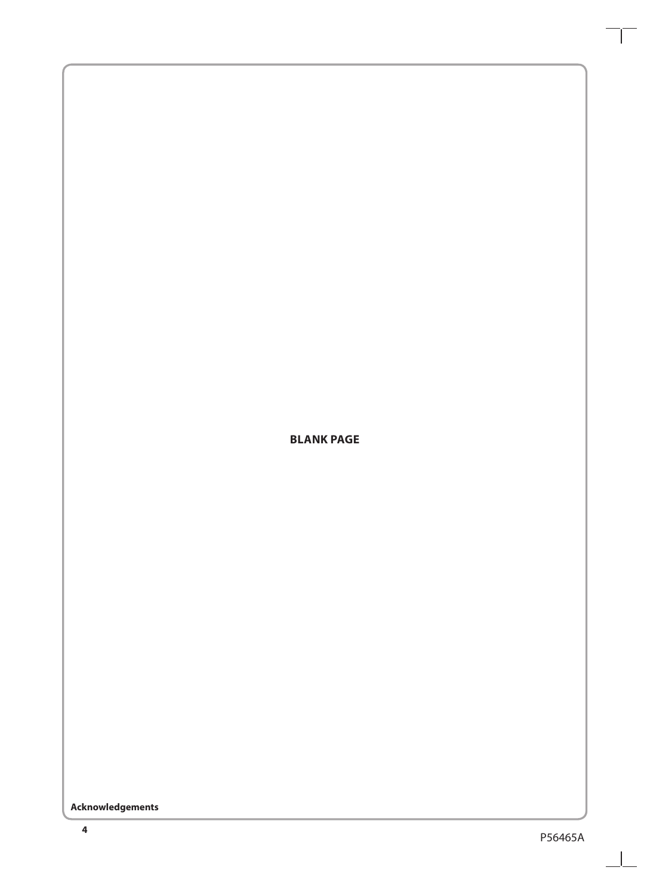**BLANK PAGE**

**Acknowledgements**